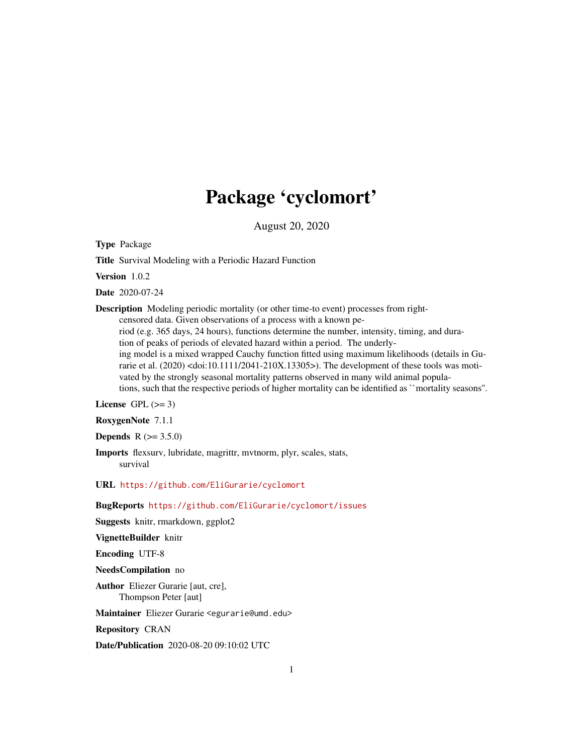# Package 'cyclomort'

August 20, 2020

**Type** Package

**Title** Survival Modeling with a Periodic Hazard Function

**Version** 1.0.2

**Date** 2020-07-24

**Description** Modeling periodic mortality (or other time-to event) processes from right-censored data. Given observations of a process with a known period (e.g. 365 days, 24 hours), functions determine the number, intensity, timing, and duration of peaks of periods of elevated hazard within a period. The underlying model is a mixed wrapped Cauchy function fitted using maximum likelihoods (details in Gurarie et al. (2020) <doi:10.1111/2041-210X.13305>). The development of these tools was motivated by the strongly seasonal mortality patterns observed in many wild animal populations, such that the respective periods of higher mortality can be identified as ``mortality seasons''.

**License** GPL (>= 3)

**RoxygenNote** 7.1.1

**Depends** R (>= 3.5.0)

**Imports** flexsurv, lubridate, magrittr, mvtnorm, plyr, scales, stats, survival

**URL** https://github.com/EliGurarie/cyclomort

**BugReports** https://github.com/EliGurarie/cyclomort/issues

**Suggests** knitr, rmarkdown, ggplot2

**VignetteBuilder** knitr

**Encoding** UTF-8

**NeedsCompilation** no

**Author** Eliezer Gurarie [aut, cre], Thompson Peter [aut]

**Maintainer** Eliezer Gurarie <egurarie@umd.edu>

**Repository** CRAN

**Date/Publication** 2020-08-20 09:10:02 UTC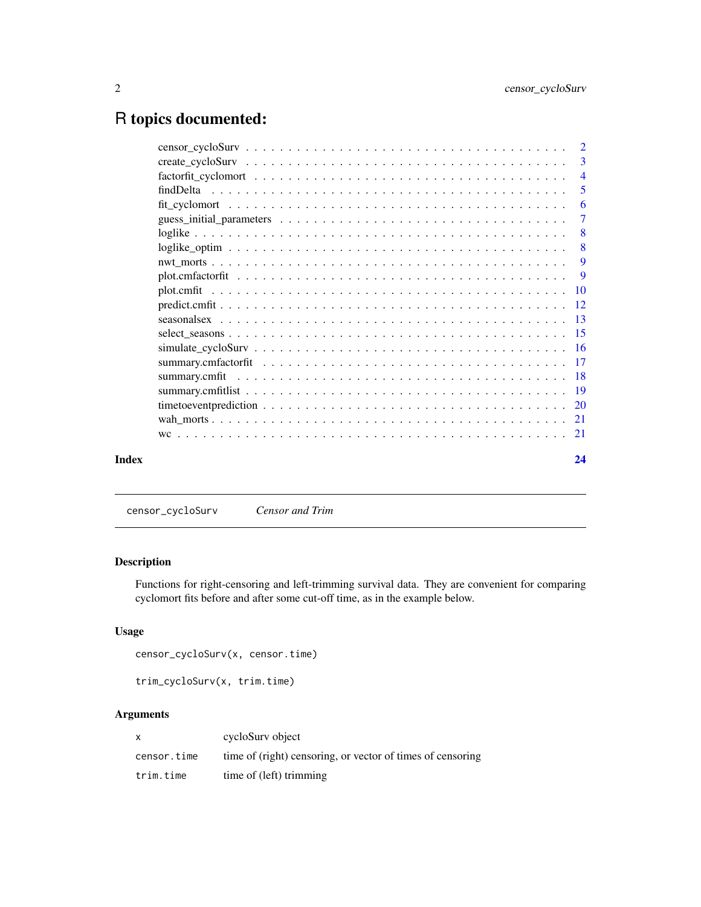# R topics documented:

| | |
|---|---|
| censor_cycloSurv | 2 |
| create_cycloSurv | 3 |
| factorfit_cyclomort | 4 |
| findDelta | 5 |
| fit_cyclomort | 6 |
| guess_initial_parameters | 7 |
| loglike | 8 |
| loglike_optim | 8 |
| nwt_morts | 9 |
| plot.cmfactorfit | 9 |
| plot.cmfit | 10 |
| predict.cmfit | 12 |
| seasonalsex | 13 |
| select_seasons | 15 |
| simulate_cycloSurv | 16 |
| summary.cmfactorfit | 17 |
| summary.cmfit | 18 |
| summary.cmfitlist | 19 |
| timetoeventprediction | 20 |
| wah_morts | 21 |
| wc | 21 |
| **Index** | **24** |

---

## censor_cycloSurv — *Censor and Trim*

### Description

Functions for right-censoring and left-trimming survival data. They are convenient for comparing cyclomort fits before and after some cut-off time, as in the example below.

### Usage

```
censor_cycloSurv(x, censor.time)

trim_cycloSurv(x, trim.time)
```

### Arguments

| | |
|---|---|
| x | cycloSurv object |
| censor.time | time of (right) censoring, or vector of times of censoring |
| trim.time | time of (left) trimming |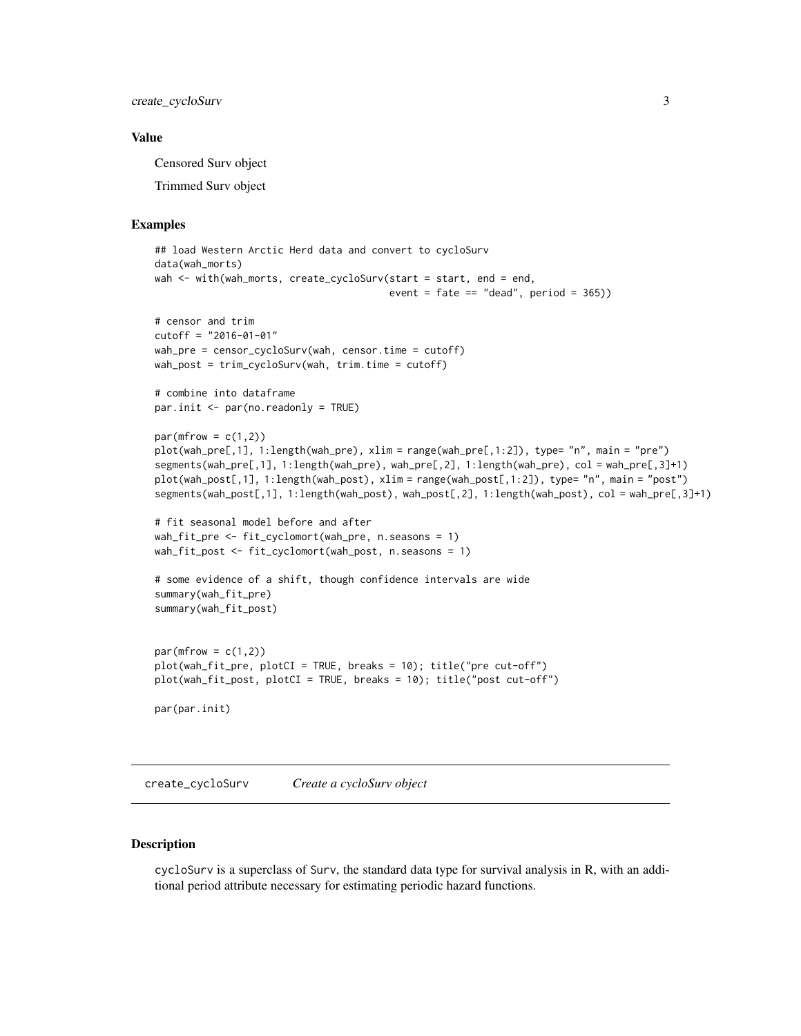### Value

Censored Surv object

Trimmed Surv object

### Examples

```
## load Western Arctic Herd data and convert to cycloSurv
data(wah_morts)
wah <- with(wah_morts, create_cycloSurv(start = start, end = end,
                                        event = fate == "dead", period = 365))

# censor and trim
cutoff = "2016-01-01"
wah_pre = censor_cycloSurv(wah, censor.time = cutoff)
wah_post = trim_cycloSurv(wah, trim.time = cutoff)

# combine into dataframe
par.init <- par(no.readonly = TRUE)

par(mfrow = c(1,2))
plot(wah_pre[,1], 1:length(wah_pre), xlim = range(wah_pre[,1:2]), type= "n", main = "pre")
segments(wah_pre[,1], 1:length(wah_pre), wah_pre[,2], 1:length(wah_pre), col = wah_pre[,3]+1)
plot(wah_post[,1], 1:length(wah_post), xlim = range(wah_post[,1:2]), type= "n", main = "post")
segments(wah_post[,1], 1:length(wah_post), wah_post[,2], 1:length(wah_post), col = wah_pre[,3]+1)

# fit seasonal model before and after
wah_fit_pre <- fit_cyclomort(wah_pre, n.seasons = 1)
wah_fit_post <- fit_cyclomort(wah_post, n.seasons = 1)

# some evidence of a shift, though confidence intervals are wide
summary(wah_fit_pre)
summary(wah_fit_post)


par(mfrow = c(1,2))
plot(wah_fit_pre, plotCI = TRUE, breaks = 10); title("pre cut-off")
plot(wah_fit_post, plotCI = TRUE, breaks = 10); title("post cut-off")

par(par.init)
```

---

## create_cycloSurv    *Create a cycloSurv object*

---

### Description

cycloSurv is a superclass of Surv, the standard data type for survival analysis in R, with an additional period attribute necessary for estimating periodic hazard functions.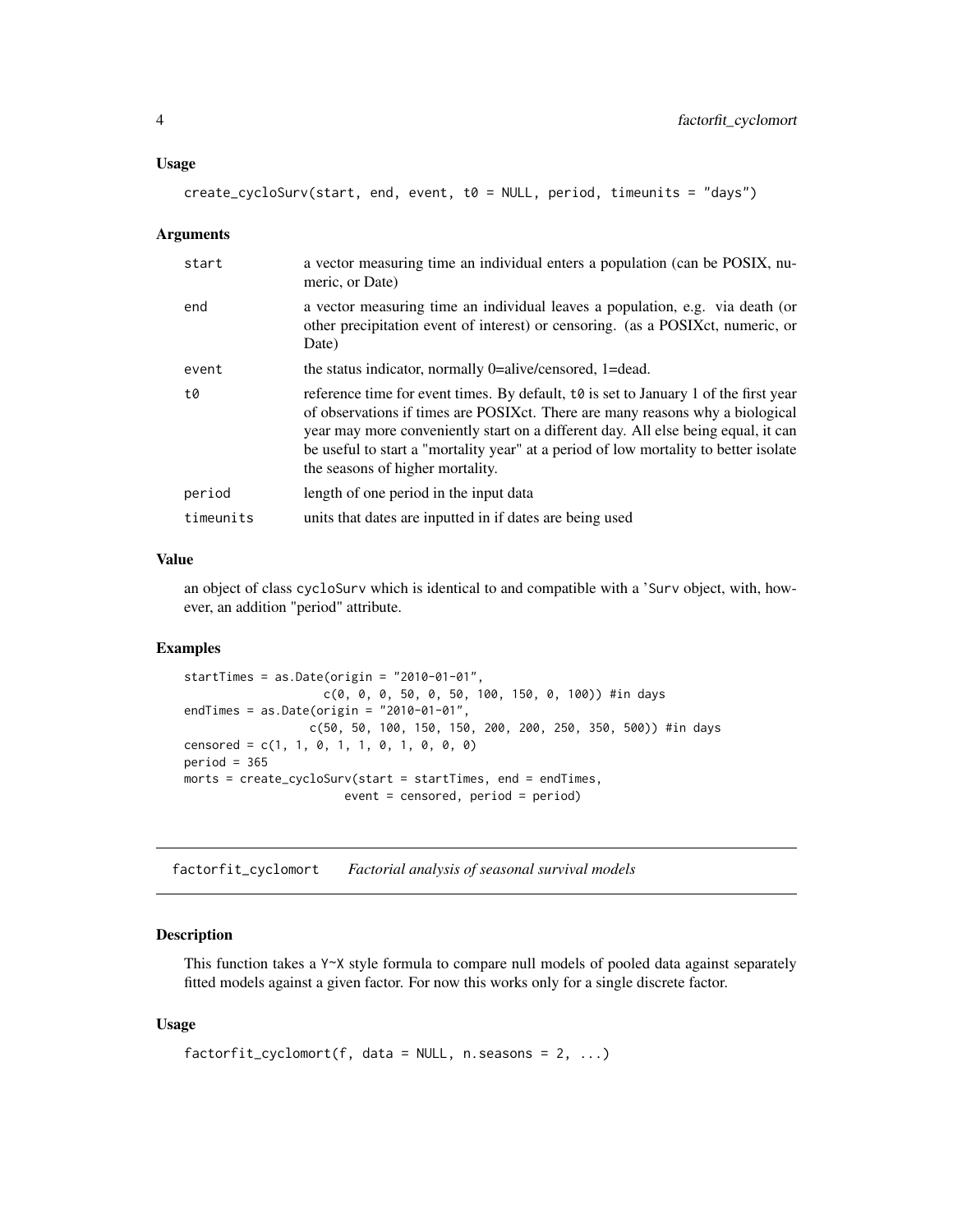### Usage

```
create_cycloSurv(start, end, event, t0 = NULL, period, timeunits = "days")
```

### Arguments

| | |
|---|---|
| start | a vector measuring time an individual enters a population (can be POSIX, numeric, or Date) |
| end | a vector measuring time an individual leaves a population, e.g. via death (or other precipitation event of interest) or censoring. (as a POSIXct, numeric, or Date) |
| event | the status indicator, normally 0=alive/censored, 1=dead. |
| t0 | reference time for event times. By default, t0 is set to January 1 of the first year of observations if times are POSIXct. There are many reasons why a biological year may more conveniently start on a different day. All else being equal, it can be useful to start a "mortality year" at a period of low mortality to better isolate the seasons of higher mortality. |
| period | length of one period in the input data |
| timeunits | units that dates are inputted in if dates are being used |

### Value

an object of class cycloSurv which is identical to and compatible with a 'Surv object, with, however, an addition "period" attribute.

### Examples

```
startTimes = as.Date(origin = "2010-01-01",
                     c(0, 0, 0, 50, 0, 50, 100, 150, 0, 100)) #in days
endTimes = as.Date(origin = "2010-01-01",
                   c(50, 50, 100, 150, 150, 200, 200, 250, 350, 500)) #in days
censored = c(1, 1, 0, 1, 1, 0, 1, 0, 0, 0)
period = 365
morts = create_cycloSurv(start = startTimes, end = endTimes,
                         event = censored, period = period)
```

---

## factorfit_cyclomort *Factorial analysis of seasonal survival models*

### Description

This function takes a Y~X style formula to compare null models of pooled data against separately fitted models against a given factor. For now this works only for a single discrete factor.

### Usage

```
factorfit_cyclomort(f, data = NULL, n.seasons = 2, ...)
```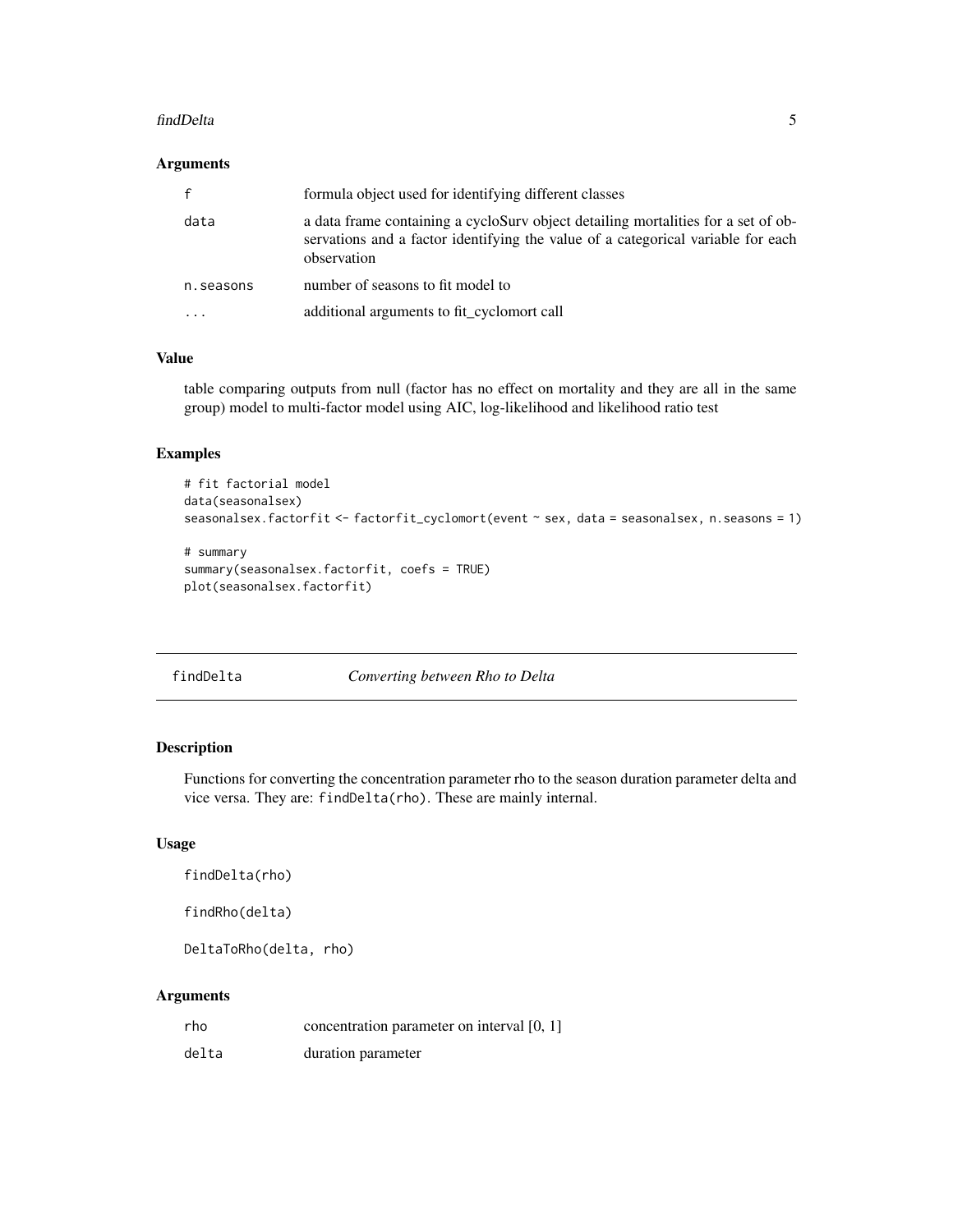### Arguments

| | |
|---|---|
| f | formula object used for identifying different classes |
| data | a data frame containing a cycloSurv object detailing mortalities for a set of observations and a factor identifying the value of a categorical variable for each observation |
| n.seasons | number of seasons to fit model to |
| ... | additional arguments to fit_cyclomort call |

### Value

table comparing outputs from null (factor has no effect on mortality and they are all in the same group) model to multi-factor model using AIC, log-likelihood and likelihood ratio test

### Examples

```
# fit factorial model
data(seasonalsex)
seasonalsex.factorfit <- factorfit_cyclomort(event ~ sex, data = seasonalsex, n.seasons = 1)

# summary
summary(seasonalsex.factorfit, coefs = TRUE)
plot(seasonalsex.factorfit)
```

---

## findDelta &nbsp;&nbsp;&nbsp;&nbsp; *Converting between Rho to Delta*

---

### Description

Functions for converting the concentration parameter rho to the season duration parameter delta and vice versa. They are: `findDelta(rho)`. These are mainly internal.

### Usage

```
findDelta(rho)

findRho(delta)

DeltaToRho(delta, rho)
```

### Arguments

| | |
|---|---|
| rho | concentration parameter on interval [0, 1] |
| delta | duration parameter |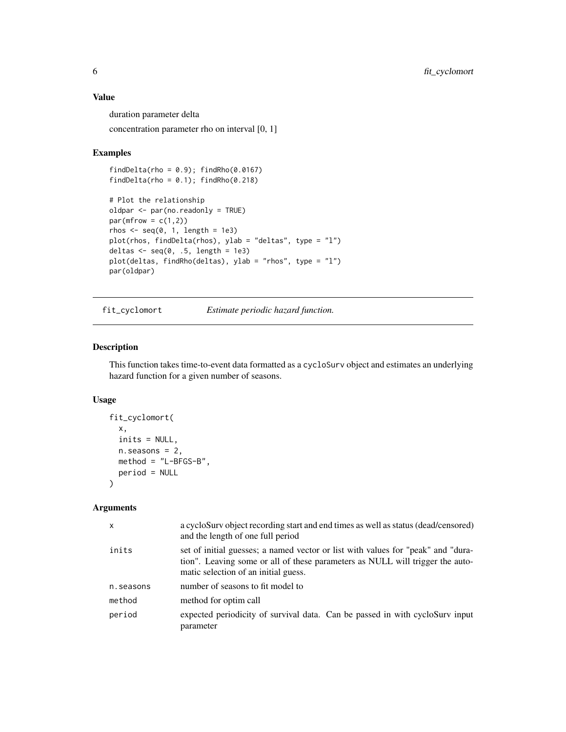### Value

duration parameter delta

concentration parameter rho on interval [0, 1]

### Examples

```
findDelta(rho = 0.9); findRho(0.0167)
findDelta(rho = 0.1); findRho(0.218)

# Plot the relationship
oldpar <- par(no.readonly = TRUE)
par(mfrow = c(1,2))
rhos <- seq(0, 1, length = 1e3)
plot(rhos, findDelta(rhos), ylab = "deltas", type = "l")
deltas <- seq(0, .5, length = 1e3)
plot(deltas, findRho(deltas), ylab = "rhos", type = "l")
par(oldpar)
```

---

## fit_cyclomort *Estimate periodic hazard function.*

### Description

This function takes time-to-event data formatted as a cycloSurv object and estimates an underlying hazard function for a given number of seasons.

### Usage

```
fit_cyclomort(
  x,
  inits = NULL,
  n.seasons = 2,
  method = "L-BFGS-B",
  period = NULL
)
```

### Arguments

| | |
|---|---|
| x | a cycloSurv object recording start and end times as well as status (dead/censored) and the length of one full period |
| inits | set of initial guesses; a named vector or list with values for "peak" and "duration". Leaving some or all of these parameters as NULL will trigger the automatic selection of an initial guess. |
| n.seasons | number of seasons to fit model to |
| method | method for optim call |
| period | expected periodicity of survival data. Can be passed in with cycloSurv input parameter |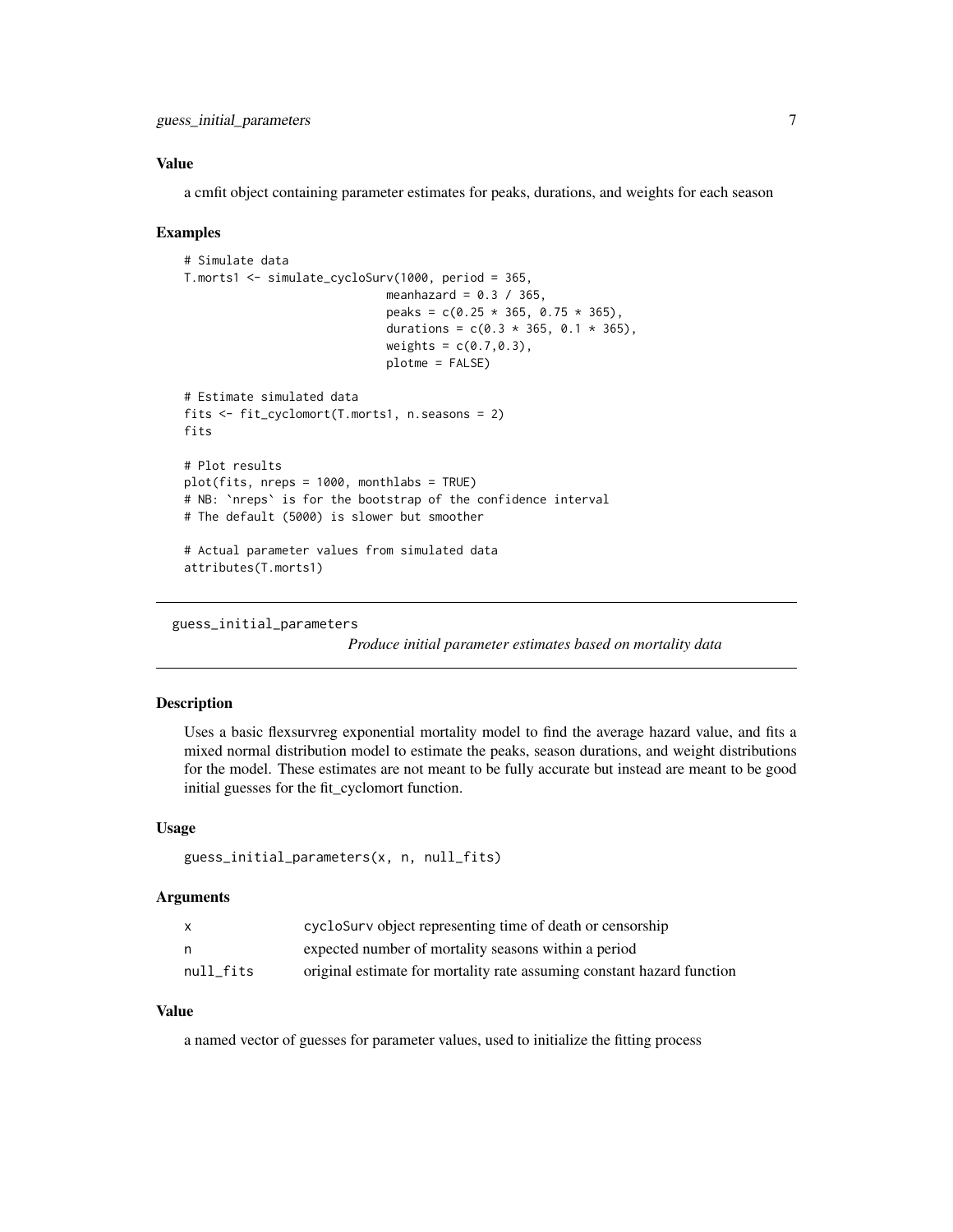### Value

a cmfit object containing parameter estimates for peaks, durations, and weights for each season

### Examples

```
# Simulate data
T.morts1 <- simulate_cycloSurv(1000, period = 365,
                              meanhazard = 0.3 / 365,
                              peaks = c(0.25 * 365, 0.75 * 365),
                              durations = c(0.3 * 365, 0.1 * 365),
                              weights = c(0.7,0.3),
                              plotme = FALSE)

# Estimate simulated data
fits <- fit_cyclomort(T.morts1, n.seasons = 2)
fits

# Plot results
plot(fits, nreps = 1000, monthlabs = TRUE)
# NB: `nreps` is for the bootstrap of the confidence interval
# The default (5000) is slower but smoother

# Actual parameter values from simulated data
attributes(T.morts1)
```

## guess_initial_parameters

*Produce initial parameter estimates based on mortality data*

### Description

Uses a basic flexsurvreg exponential mortality model to find the average hazard value, and fits a mixed normal distribution model to estimate the peaks, season durations, and weight distributions for the model. These estimates are not meant to be fully accurate but instead are meant to be good initial guesses for the fit_cyclomort function.

### Usage

```
guess_initial_parameters(x, n, null_fits)
```

### Arguments

| | |
|---|---|
| x | cycloSurv object representing time of death or censorship |
| n | expected number of mortality seasons within a period |
| null_fits | original estimate for mortality rate assuming constant hazard function |

### Value

a named vector of guesses for parameter values, used to initialize the fitting process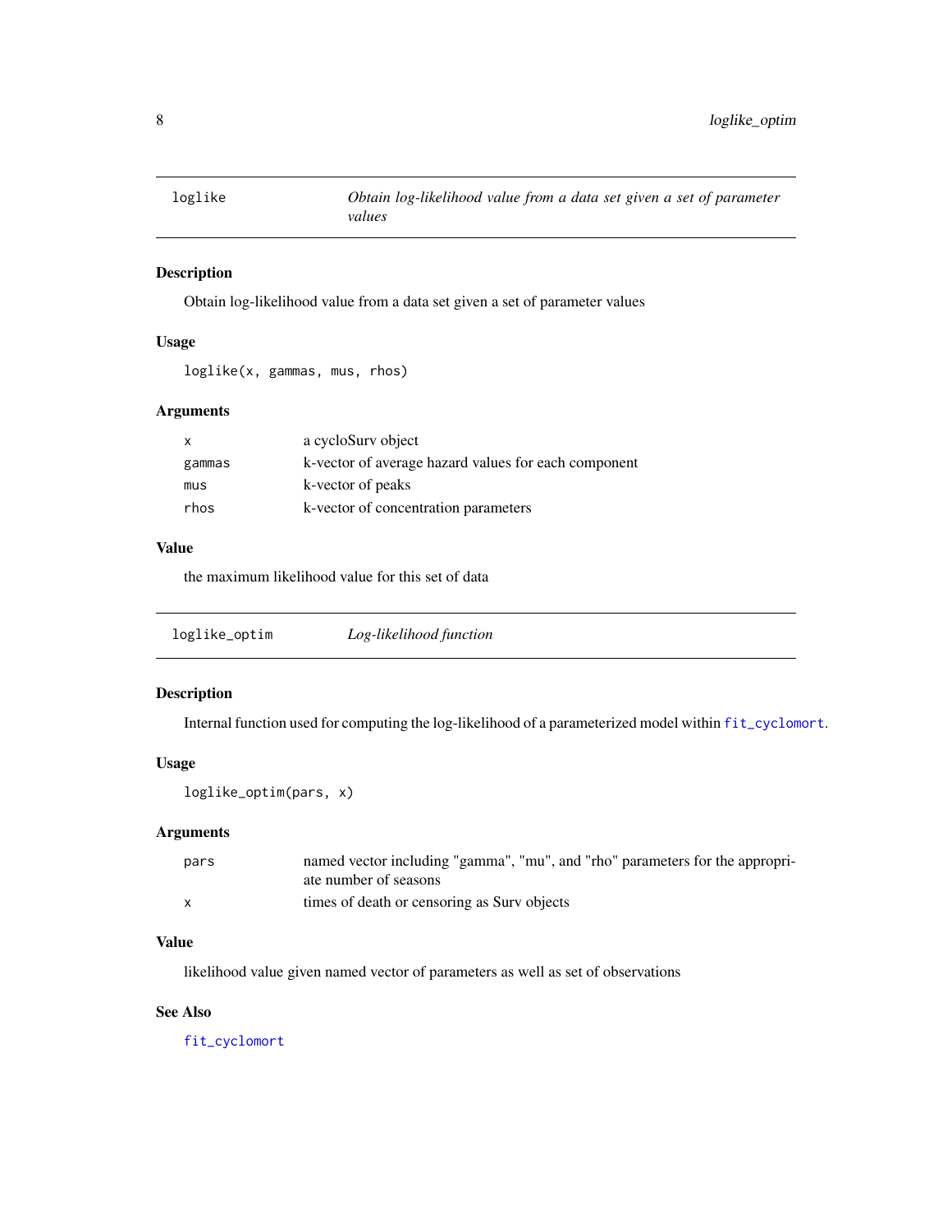## loglike — *Obtain log-likelihood value from a data set given a set of parameter values*

### Description

Obtain log-likelihood value from a data set given a set of parameter values

### Usage

```
loglike(x, gammas, mus, rhos)
```

### Arguments

| | |
|---|---|
| x | a cycloSurv object |
| gammas | k-vector of average hazard values for each component |
| mus | k-vector of peaks |
| rhos | k-vector of concentration parameters |

### Value

the maximum likelihood value for this set of data

## loglike_optim — *Log-likelihood function*

### Description

Internal function used for computing the log-likelihood of a parameterized model within fit_cyclomort.

### Usage

```
loglike_optim(pars, x)
```

### Arguments

| | |
|---|---|
| pars | named vector including "gamma", "mu", and "rho" parameters for the appropriate number of seasons |
| x | times of death or censoring as Surv objects |

### Value

likelihood value given named vector of parameters as well as set of observations

### See Also

fit_cyclomort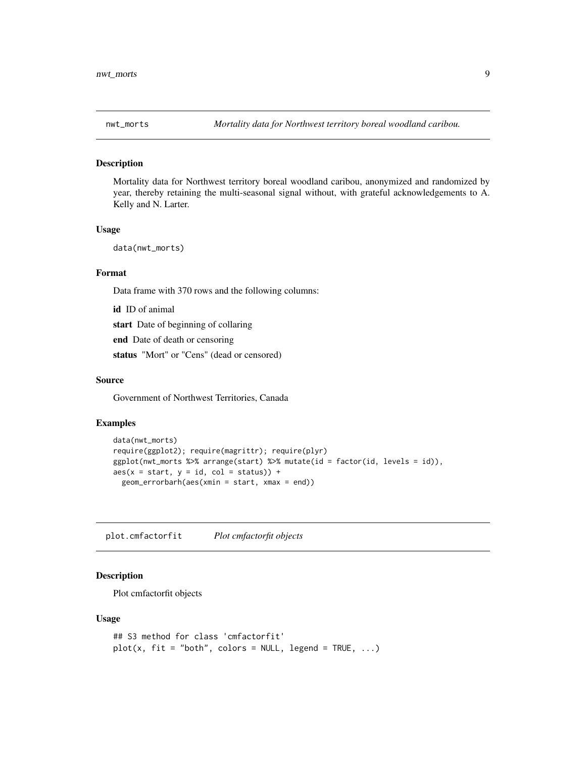## nwt_morts — *Mortality data for Northwest territory boreal woodland caribou.*

### Description

Mortality data for Northwest territory boreal woodland caribou, anonymized and randomized by year, thereby retaining the multi-seasonal signal without, with grateful acknowledgements to A. Kelly and N. Larter.

### Usage

```
data(nwt_morts)
```

### Format

Data frame with 370 rows and the following columns:

**id** ID of animal

**start** Date of beginning of collaring

**end** Date of death or censoring

**status** "Mort" or "Cens" (dead or censored)

### Source

Government of Northwest Territories, Canada

### Examples

```
data(nwt_morts)
require(ggplot2); require(magrittr); require(plyr)
ggplot(nwt_morts %>% arrange(start) %>% mutate(id = factor(id, levels = id)),
aes(x = start, y = id, col = status)) +
  geom_errorbarh(aes(xmin = start, xmax = end))
```

## plot.cmfactorfit — *Plot cmfactorfit objects*

### Description

Plot cmfactorfit objects

### Usage

```
## S3 method for class 'cmfactorfit'
plot(x, fit = "both", colors = NULL, legend = TRUE, ...)
```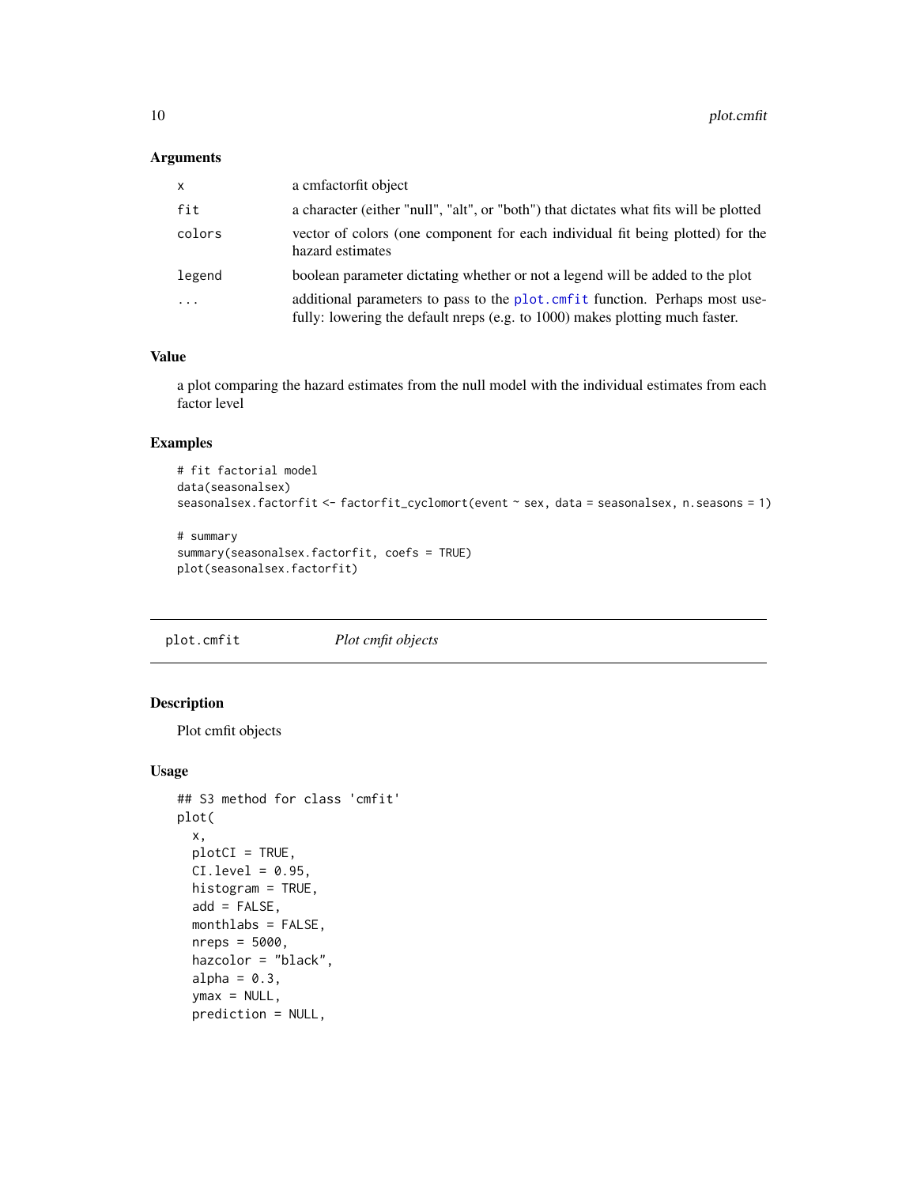## Arguments

| | |
|---|---|
| x | a cmfactorfit object |
| fit | a character (either "null", "alt", or "both") that dictates what fits will be plotted |
| colors | vector of colors (one component for each individual fit being plotted) for the hazard estimates |
| legend | boolean parameter dictating whether or not a legend will be added to the plot |
| ... | additional parameters to pass to the plot.cmfit function. Perhaps most usefully: lowering the default nreps (e.g. to 1000) makes plotting much faster. |

## Value

a plot comparing the hazard estimates from the null model with the individual estimates from each factor level

## Examples

```
# fit factorial model
data(seasonalsex)
seasonalsex.factorfit <- factorfit_cyclomort(event ~ sex, data = seasonalsex, n.seasons = 1)

# summary
summary(seasonalsex.factorfit, coefs = TRUE)
plot(seasonalsex.factorfit)
```

---

# plot.cmfit *Plot cmfit objects*

## Description

Plot cmfit objects

## Usage

```
## S3 method for class 'cmfit'
plot(
  x,
  plotCI = TRUE,
  CI.level = 0.95,
  histogram = TRUE,
  add = FALSE,
  monthlabs = FALSE,
  nreps = 5000,
  hazcolor = "black",
  alpha = 0.3,
  ymax = NULL,
  prediction = NULL,
```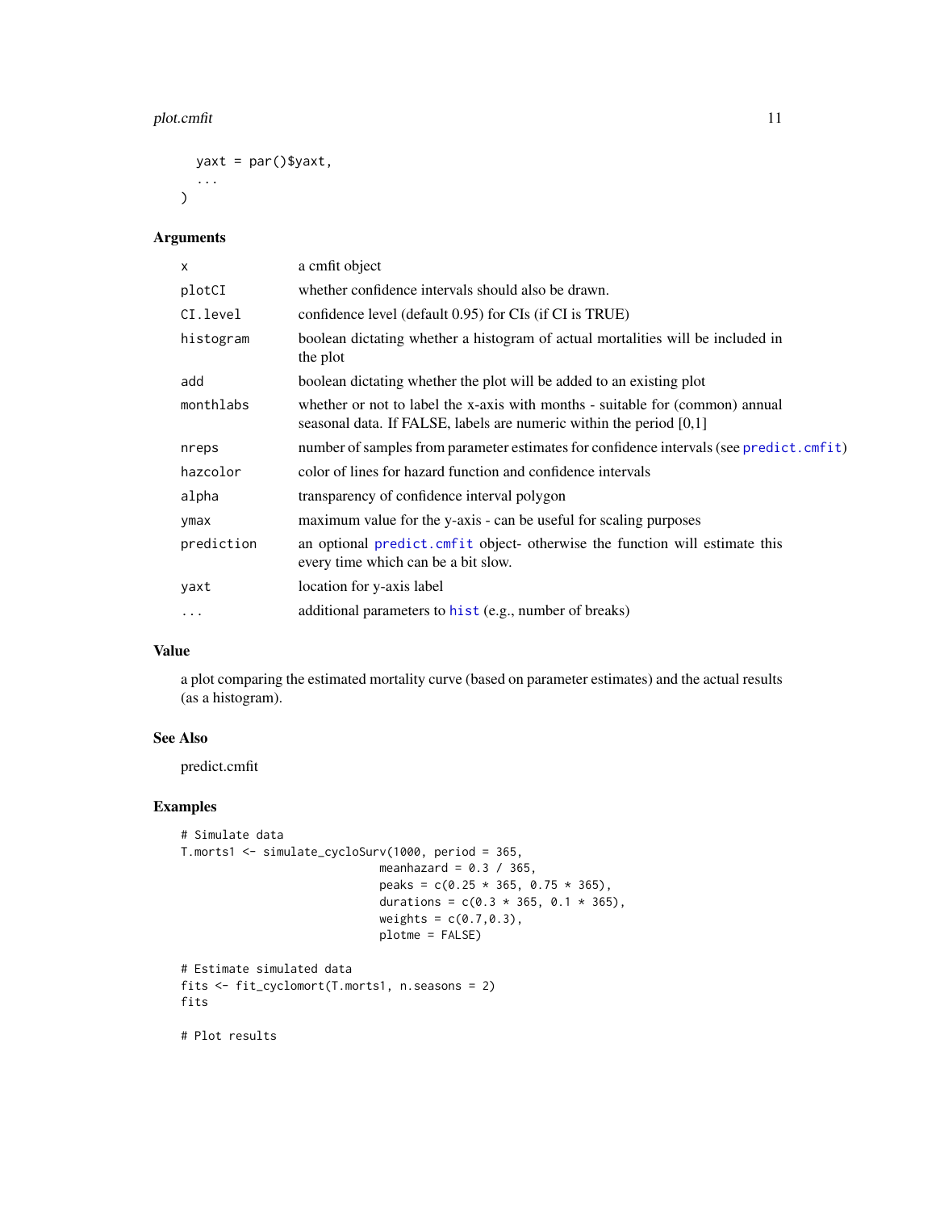```
  yaxt = par()$yaxt,
  ...
)
```

## Arguments

| | |
|---|---|
| x | a cmfit object |
| plotCI | whether confidence intervals should also be drawn. |
| CI.level | confidence level (default 0.95) for CIs (if CI is TRUE) |
| histogram | boolean dictating whether a histogram of actual mortalities will be included in the plot |
| add | boolean dictating whether the plot will be added to an existing plot |
| monthlabs | whether or not to label the x-axis with months - suitable for (common) annual seasonal data. If FALSE, labels are numeric within the period [0,1] |
| nreps | number of samples from parameter estimates for confidence intervals (see predict.cmfit) |
| hazcolor | color of lines for hazard function and confidence intervals |
| alpha | transparency of confidence interval polygon |
| ymax | maximum value for the y-axis - can be useful for scaling purposes |
| prediction | an optional predict.cmfit object- otherwise the function will estimate this every time which can be a bit slow. |
| yaxt | location for y-axis label |
| ... | additional parameters to hist (e.g., number of breaks) |

## Value

a plot comparing the estimated mortality curve (based on parameter estimates) and the actual results (as a histogram).

## See Also

predict.cmfit

## Examples

```
# Simulate data
T.morts1 <- simulate_cycloSurv(1000, period = 365,
                              meanhazard = 0.3 / 365,
                              peaks = c(0.25 * 365, 0.75 * 365),
                              durations = c(0.3 * 365, 0.1 * 365),
                              weights = c(0.7,0.3),
                              plotme = FALSE)

# Estimate simulated data
fits <- fit_cyclomort(T.morts1, n.seasons = 2)
fits

# Plot results
```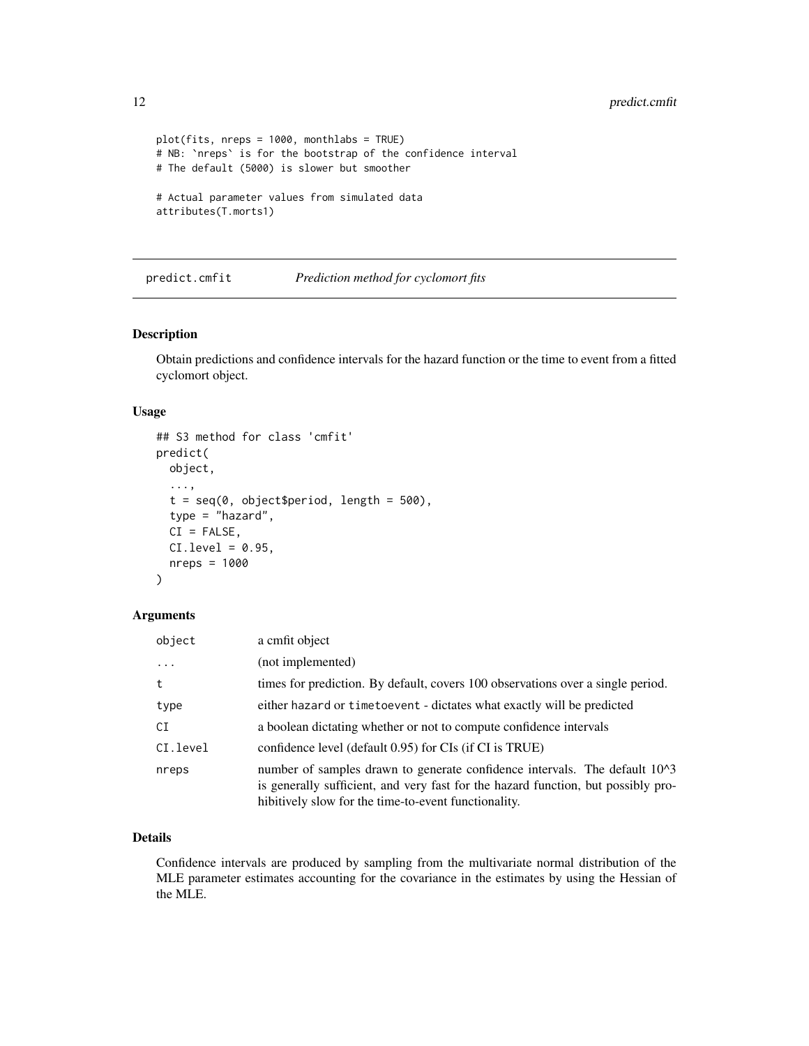```
plot(fits, nreps = 1000, monthlabs = TRUE)
# NB: `nreps` is for the bootstrap of the confidence interval
# The default (5000) is slower but smoother

# Actual parameter values from simulated data
attributes(T.morts1)
```

## predict.cmfit *Prediction method for cyclomort fits*

### Description

Obtain predictions and confidence intervals for the hazard function or the time to event from a fitted cyclomort object.

### Usage

```
## S3 method for class 'cmfit'
predict(
  object,
  ...,
  t = seq(0, object$period, length = 500),
  type = "hazard",
  CI = FALSE,
  CI.level = 0.95,
  nreps = 1000
)
```

### Arguments

| | |
|---|---|
| `object` | a cmfit object |
| `...` | (not implemented) |
| `t` | times for prediction. By default, covers 100 observations over a single period. |
| `type` | either `hazard` or `timetoevent` - dictates what exactly will be predicted |
| `CI` | a boolean dictating whether or not to compute confidence intervals |
| `CI.level` | confidence level (default 0.95) for CIs (if CI is TRUE) |
| `nreps` | number of samples drawn to generate confidence intervals. The default 10^3 is generally sufficient, and very fast for the hazard function, but possibly prohibitively slow for the time-to-event functionality. |

### Details

Confidence intervals are produced by sampling from the multivariate normal distribution of the MLE parameter estimates accounting for the covariance in the estimates by using the Hessian of the MLE.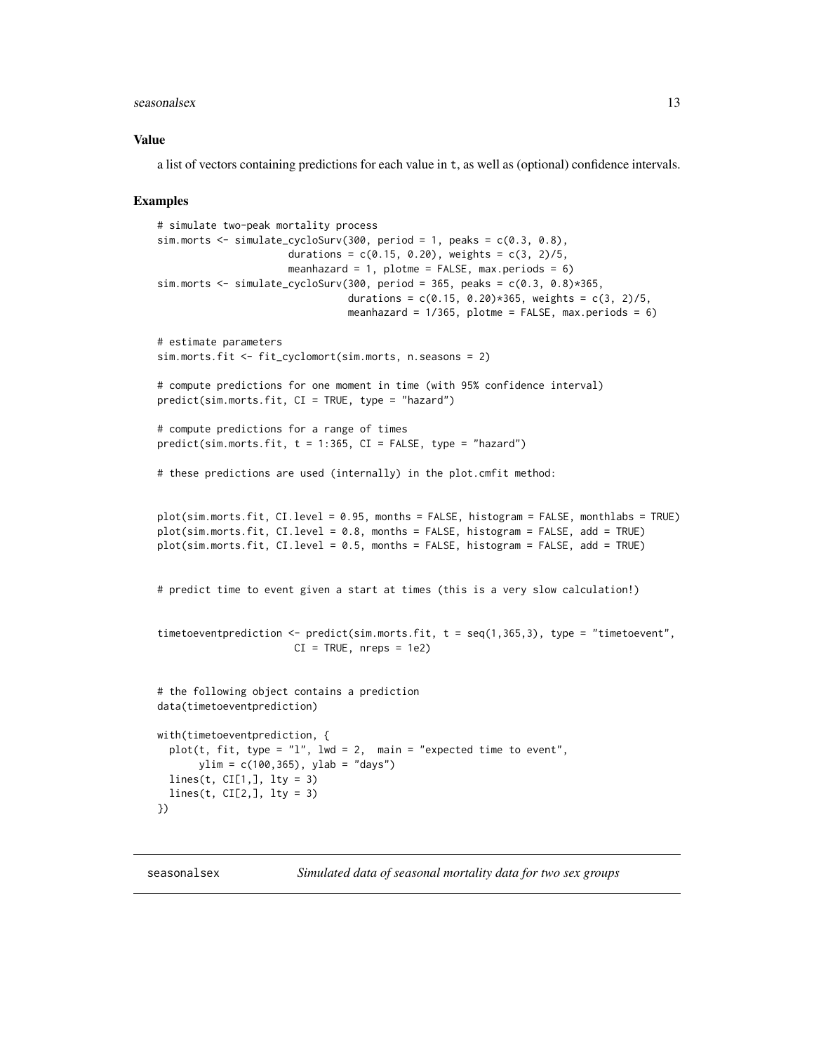## Value

a list of vectors containing predictions for each value in t, as well as (optional) confidence intervals.

## Examples

```
# simulate two-peak mortality process
sim.morts <- simulate_cycloSurv(300, period = 1, peaks = c(0.3, 0.8),
                      durations = c(0.15, 0.20), weights = c(3, 2)/5,
                      meanhazard = 1, plotme = FALSE, max.periods = 6)
sim.morts <- simulate_cycloSurv(300, period = 365, peaks = c(0.3, 0.8)*365,
                                durations = c(0.15, 0.20)*365, weights = c(3, 2)/5,
                                meanhazard = 1/365, plotme = FALSE, max.periods = 6)

# estimate parameters
sim.morts.fit <- fit_cyclomort(sim.morts, n.seasons = 2)

# compute predictions for one moment in time (with 95% confidence interval)
predict(sim.morts.fit, CI = TRUE, type = "hazard")

# compute predictions for a range of times
predict(sim.morts.fit, t = 1:365, CI = FALSE, type = "hazard")

# these predictions are used (internally) in the plot.cmfit method:


plot(sim.morts.fit, CI.level = 0.95, months = FALSE, histogram = FALSE, monthlabs = TRUE)
plot(sim.morts.fit, CI.level = 0.8, months = FALSE, histogram = FALSE, add = TRUE)
plot(sim.morts.fit, CI.level = 0.5, months = FALSE, histogram = FALSE, add = TRUE)


# predict time to event given a start at times (this is a very slow calculation!)


timetoeventprediction <- predict(sim.morts.fit, t = seq(1,365,3), type = "timetoevent",
                       CI = TRUE, nreps = 1e2)


# the following object contains a prediction
data(timetoeventprediction)

with(timetoeventprediction, {
  plot(t, fit, type = "l", lwd = 2,  main = "expected time to event",
       ylim = c(100,365), ylab = "days")
  lines(t, CI[1,], lty = 3)
  lines(t, CI[2,], lty = 3)
})
```

---

seasonalsex *Simulated data of seasonal mortality data for two sex groups*

---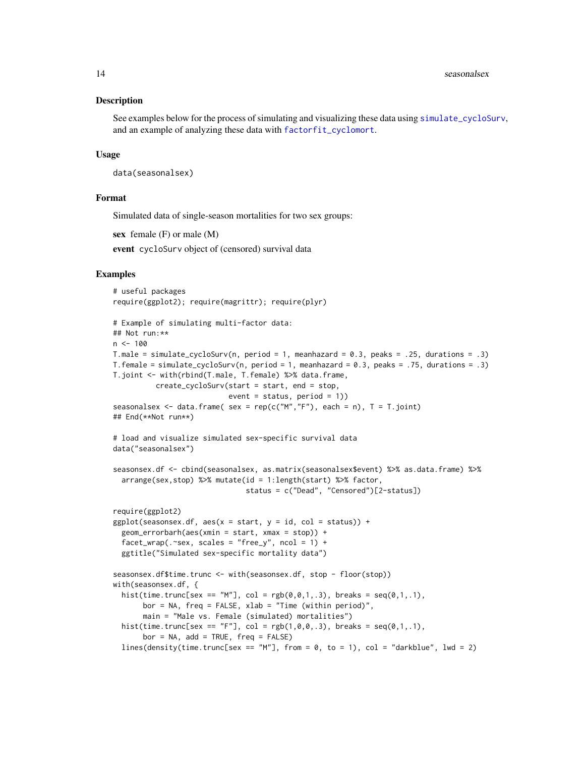## Description

See examples below for the process of simulating and visualizing these data using simulate_cycloSurv, and an example of analyzing these data with factorfit_cyclomort.

## Usage

```
data(seasonalsex)
```

## Format

Simulated data of single-season mortalities for two sex groups:

**sex** female (F) or male (M)

**event** cycloSurv object of (censored) survival data

## Examples

```
# useful packages
require(ggplot2); require(magrittr); require(plyr)

# Example of simulating multi-factor data:
## Not run:**
n <- 100
T.male = simulate_cycloSurv(n, period = 1, meanhazard = 0.3, peaks = .25, durations = .3)
T.female = simulate_cycloSurv(n, period = 1, meanhazard = 0.3, peaks = .75, durations = .3)
T.joint <- with(rbind(T.male, T.female) %>% data.frame,
          create_cycloSurv(start = start, end = stop,
                           event = status, period = 1))
seasonalsex <- data.frame( sex = rep(c("M","F"), each = n), T = T.joint)
## End(**Not run**)

# load and visualize simulated sex-specific survival data
data("seasonalsex")

seasonsex.df <- cbind(seasonalsex, as.matrix(seasonalsex$event) %>% as.data.frame) %>%
  arrange(sex,stop) %>% mutate(id = 1:length(start) %>% factor,
                             status = c("Dead", "Censored")[2-status])

require(ggplot2)
ggplot(seasonsex.df, aes(x = start, y = id, col = status)) +
  geom_errorbarh(aes(xmin = start, xmax = stop)) +
  facet_wrap(.~sex, scales = "free_y", ncol = 1) +
  ggtitle("Simulated sex-specific mortality data")

seasonsex.df$time.trunc <- with(seasonsex.df, stop - floor(stop))
with(seasonsex.df, {
  hist(time.trunc[sex == "M"], col = rgb(0,0,1,.3), breaks = seq(0,1,.1),
       bor = NA, freq = FALSE, xlab = "Time (within period)",
       main = "Male vs. Female (simulated) mortalities")
  hist(time.trunc[sex == "F"], col = rgb(1,0,0,.3), breaks = seq(0,1,.1),
       bor = NA, add = TRUE, freq = FALSE)
  lines(density(time.trunc[sex == "M"], from = 0, to = 1), col = "darkblue", lwd = 2)
```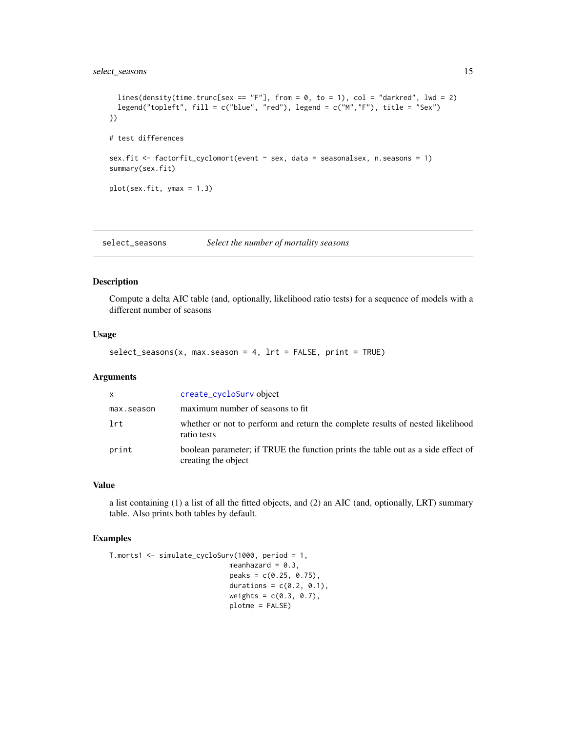```
  lines(density(time.trunc[sex == "F"], from = 0, to = 1), col = "darkred", lwd = 2)
  legend("topleft", fill = c("blue", "red"), legend = c("M","F"), title = "Sex")
})

# test differences

sex.fit <- factorfit_cyclomort(event ~ sex, data = seasonalsex, n.seasons = 1)
summary(sex.fit)

plot(sex.fit, ymax = 1.3)
```

---

## select_seasons *Select the number of mortality seasons*

### Description

Compute a delta AIC table (and, optionally, likelihood ratio tests) for a sequence of models with a different number of seasons

### Usage

```
select_seasons(x, max.season = 4, lrt = FALSE, print = TRUE)
```

### Arguments

| | |
|---|---|
| `x` | `create_cycloSurv` object |
| `max.season` | maximum number of seasons to fit |
| `lrt` | whether or not to perform and return the complete results of nested likelihood ratio tests |
| `print` | boolean parameter; if TRUE the function prints the table out as a side effect of creating the object |

### Value

a list containing (1) a list of all the fitted objects, and (2) an AIC (and, optionally, LRT) summary table. Also prints both tables by default.

### Examples

```
T.morts1 <- simulate_cycloSurv(1000, period = 1,
                               meanhazard = 0.3,
                               peaks = c(0.25, 0.75),
                               durations = c(0.2, 0.1),
                               weights = c(0.3, 0.7),
                               plotme = FALSE)
```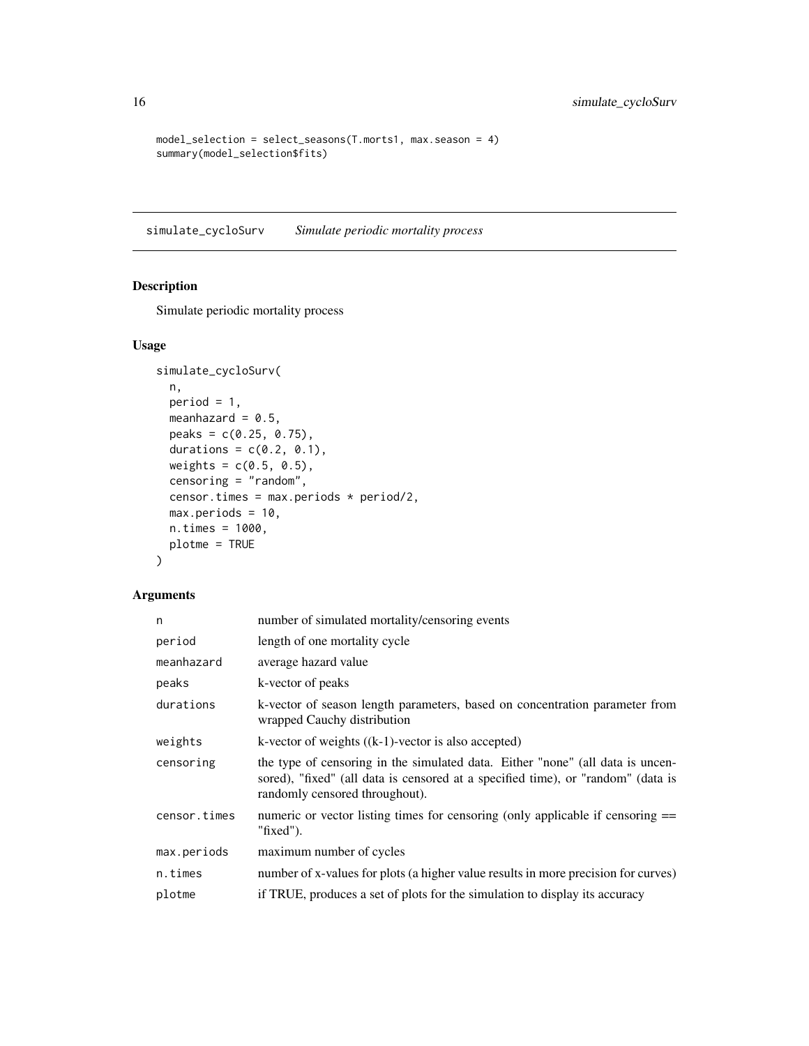```
model_selection = select_seasons(T.morts1, max.season = 4)
summary(model_selection$fits)
```

## simulate_cycloSurv    *Simulate periodic mortality process*

### Description

Simulate periodic mortality process

### Usage

```
simulate_cycloSurv(
  n,
  period = 1,
  meanhazard = 0.5,
  peaks = c(0.25, 0.75),
  durations = c(0.2, 0.1),
  weights = c(0.5, 0.5),
  censoring = "random",
  censor.times = max.periods * period/2,
  max.periods = 10,
  n.times = 1000,
  plotme = TRUE
)
```

### Arguments

| | |
|---|---|
| n | number of simulated mortality/censoring events |
| period | length of one mortality cycle |
| meanhazard | average hazard value |
| peaks | k-vector of peaks |
| durations | k-vector of season length parameters, based on concentration parameter from wrapped Cauchy distribution |
| weights | k-vector of weights ((k-1)-vector is also accepted) |
| censoring | the type of censoring in the simulated data. Either "none" (all data is uncensored), "fixed" (all data is censored at a specified time), or "random" (data is randomly censored throughout). |
| censor.times | numeric or vector listing times for censoring (only applicable if censoring == "fixed"). |
| max.periods | maximum number of cycles |
| n.times | number of x-values for plots (a higher value results in more precision for curves) |
| plotme | if TRUE, produces a set of plots for the simulation to display its accuracy |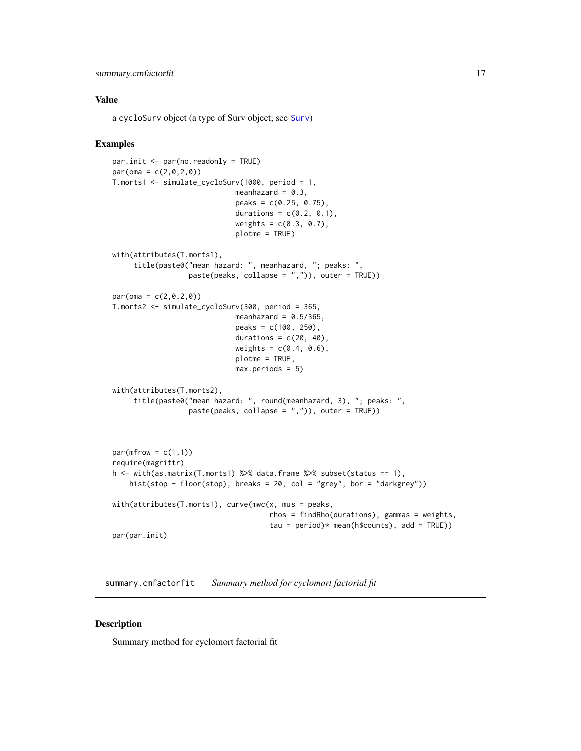## Value

a cycloSurv object (a type of Surv object; see Surv)

## Examples

```
par.init <- par(no.readonly = TRUE)
par(oma = c(2,0,2,0))
T.morts1 <- simulate_cycloSurv(1000, period = 1,
                               meanhazard = 0.3,
                               peaks = c(0.25, 0.75),
                               durations = c(0.2, 0.1),
                               weights = c(0.3, 0.7),
                               plotme = TRUE)

with(attributes(T.morts1),
     title(paste0("mean hazard: ", meanhazard, "; peaks: ",
                  paste(peaks, collapse = ",")), outer = TRUE))

par(oma = c(2,0,2,0))
T.morts2 <- simulate_cycloSurv(300, period = 365,
                               meanhazard = 0.5/365,
                               peaks = c(100, 250),
                               durations = c(20, 40),
                               weights = c(0.4, 0.6),
                               plotme = TRUE,
                               max.periods = 5)

with(attributes(T.morts2),
     title(paste0("mean hazard: ", round(meanhazard, 3), "; peaks: ",
                  paste(peaks, collapse = ",")), outer = TRUE))



par(mfrow = c(1,1))
require(magrittr)
h <- with(as.matrix(T.morts1) %>% data.frame %>% subset(status == 1),
    hist(stop - floor(stop), breaks = 20, col = "grey", bor = "darkgrey"))

with(attributes(T.morts1), curve(mwc(x, mus = peaks,
                                     rhos = findRho(durations), gammas = weights,
                                     tau = period)* mean(h$counts), add = TRUE))
par(par.init)
```

---

summary.cmfactorfit *Summary method for cyclomort factorial fit*

---

## Description

Summary method for cyclomort factorial fit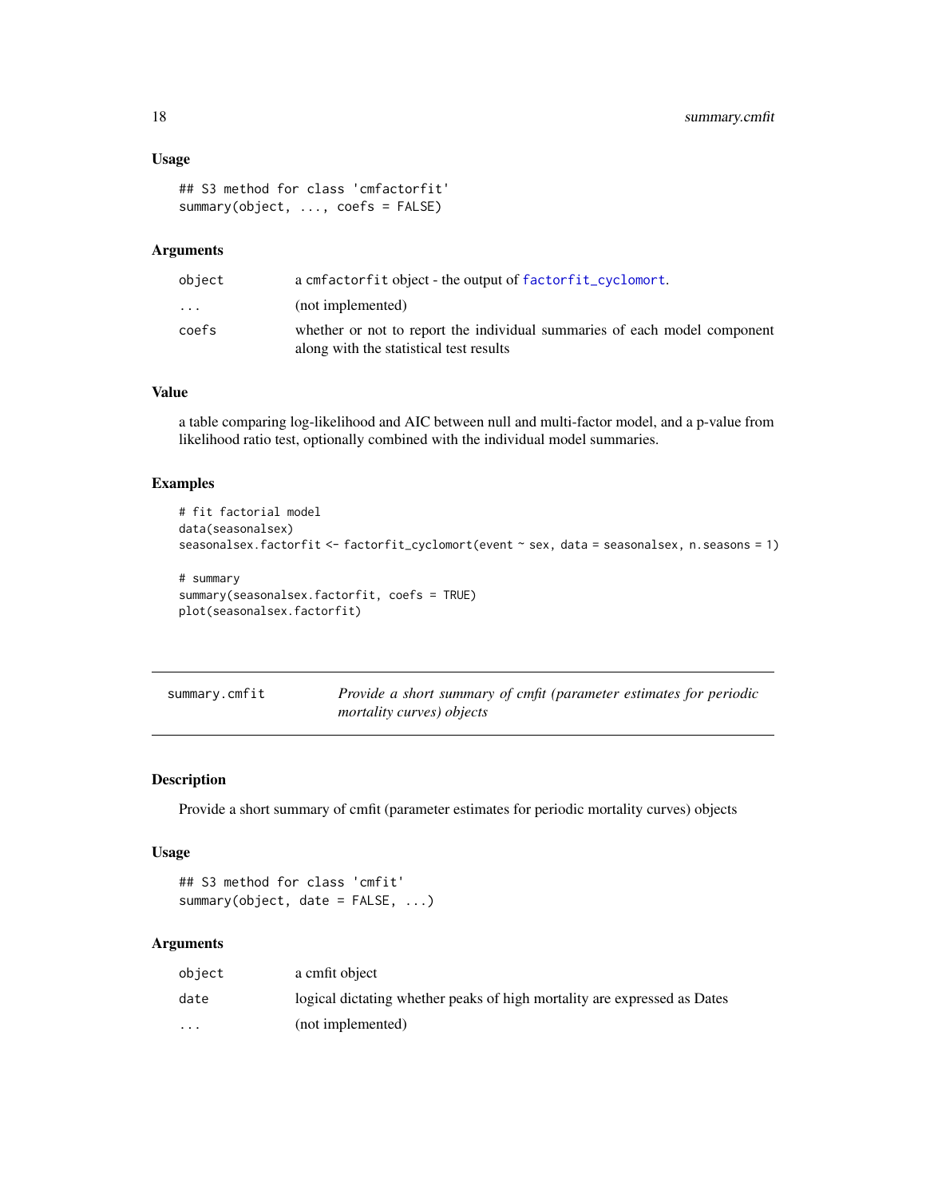### Usage

```
## S3 method for class 'cmfactorfit'
summary(object, ..., coefs = FALSE)
```

### Arguments

| | |
|---|---|
| object | a cmfactorfit object - the output of factorfit_cyclomort. |
| ... | (not implemented) |
| coefs | whether or not to report the individual summaries of each model component along with the statistical test results |

### Value

a table comparing log-likelihood and AIC between null and multi-factor model, and a p-value from likelihood ratio test, optionally combined with the individual model summaries.

### Examples

```
# fit factorial model
data(seasonalsex)
seasonalsex.factorfit <- factorfit_cyclomort(event ~ sex, data = seasonalsex, n.seasons = 1)

# summary
summary(seasonalsex.factorfit, coefs = TRUE)
plot(seasonalsex.factorfit)
```

---

## summary.cmfit *Provide a short summary of cmfit (parameter estimates for periodic mortality curves) objects*

### Description

Provide a short summary of cmfit (parameter estimates for periodic mortality curves) objects

### Usage

```
## S3 method for class 'cmfit'
summary(object, date = FALSE, ...)
```

### Arguments

| | |
|---|---|
| object | a cmfit object |
| date | logical dictating whether peaks of high mortality are expressed as Dates |
| ... | (not implemented) |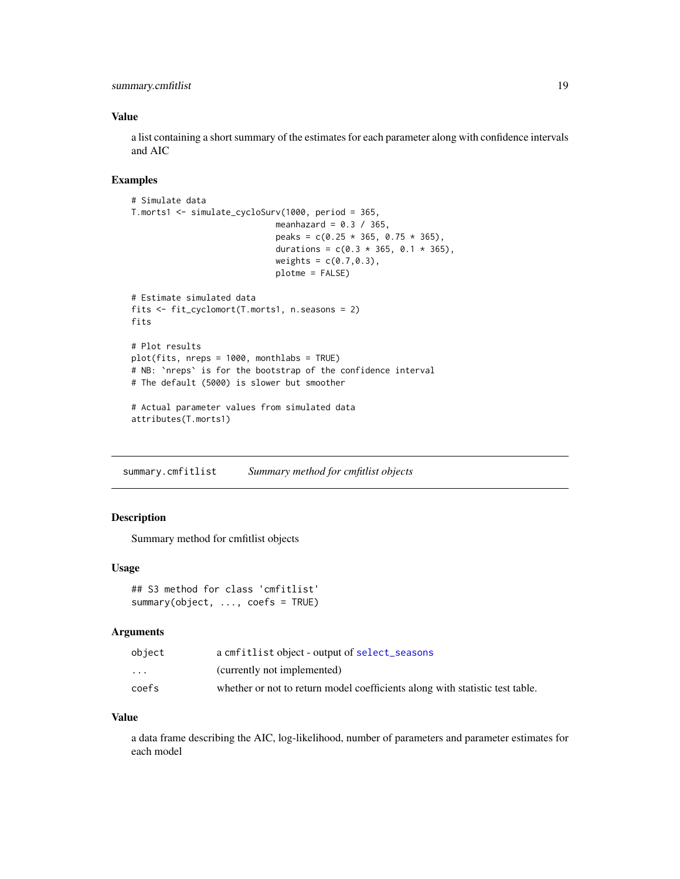### Value

a list containing a short summary of the estimates for each parameter along with confidence intervals and AIC

### Examples

```
# Simulate data
T.morts1 <- simulate_cycloSurv(1000, period = 365,
                              meanhazard = 0.3 / 365,
                              peaks = c(0.25 * 365, 0.75 * 365),
                              durations = c(0.3 * 365, 0.1 * 365),
                              weights = c(0.7,0.3),
                              plotme = FALSE)

# Estimate simulated data
fits <- fit_cyclomort(T.morts1, n.seasons = 2)
fits

# Plot results
plot(fits, nreps = 1000, monthlabs = TRUE)
# NB: `nreps` is for the bootstrap of the confidence interval
# The default (5000) is slower but smoother

# Actual parameter values from simulated data
attributes(T.morts1)
```

## summary.cmfitlist    *Summary method for cmfitlist objects*

### Description

Summary method for cmfitlist objects

### Usage

```
## S3 method for class 'cmfitlist'
summary(object, ..., coefs = TRUE)
```

### Arguments

| | |
|---|---|
| object | a cmfitlist object - output of select_seasons |
| ... | (currently not implemented) |
| coefs | whether or not to return model coefficients along with statistic test table. |

### Value

a data frame describing the AIC, log-likelihood, number of parameters and parameter estimates for each model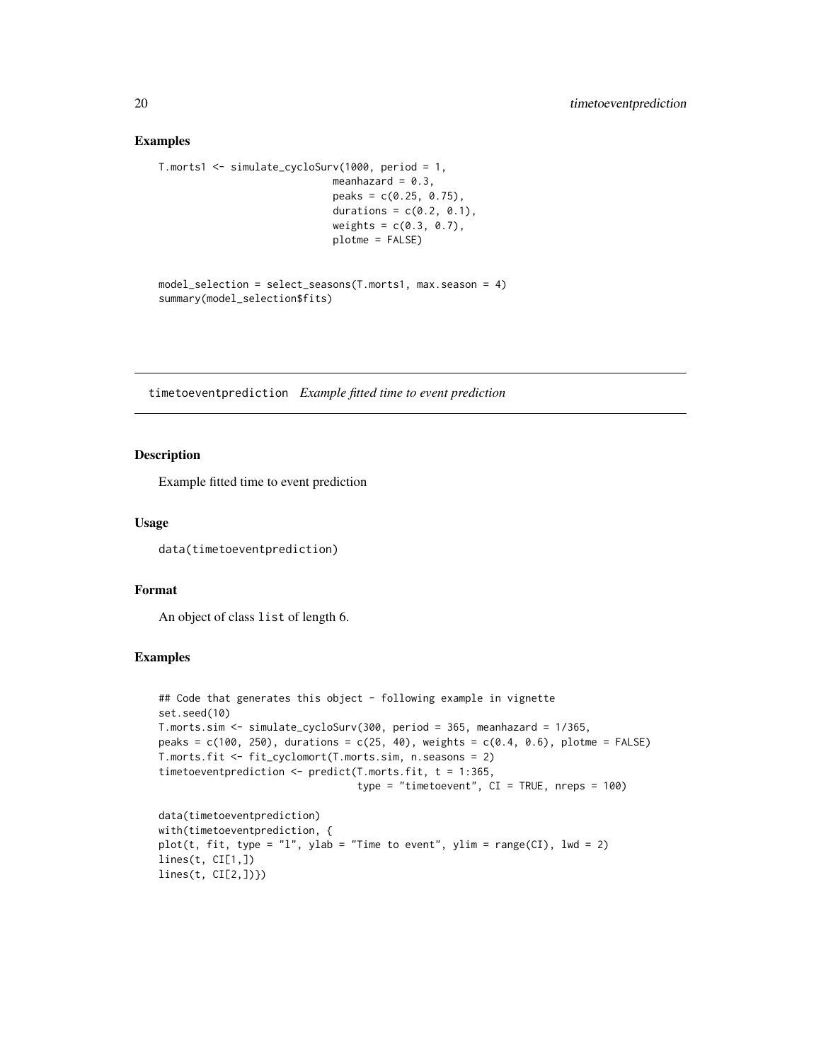## Examples

```
T.morts1 <- simulate_cycloSurv(1000, period = 1,
                               meanhazard = 0.3,
                               peaks = c(0.25, 0.75),
                               durations = c(0.2, 0.1),
                               weights = c(0.3, 0.7),
                               plotme = FALSE)


model_selection = select_seasons(T.morts1, max.season = 4)
summary(model_selection$fits)
```

---

# timetoeventprediction *Example fitted time to event prediction*

---

## Description

Example fitted time to event prediction

## Usage

```
data(timetoeventprediction)
```

## Format

An object of class `list` of length 6.

## Examples

```
## Code that generates this object - following example in vignette
set.seed(10)
T.morts.sim <- simulate_cycloSurv(300, period = 365, meanhazard = 1/365,
peaks = c(100, 250), durations = c(25, 40), weights = c(0.4, 0.6), plotme = FALSE)
T.morts.fit <- fit_cyclomort(T.morts.sim, n.seasons = 2)
timetoeventprediction <- predict(T.morts.fit, t = 1:365,
                                 type = "timetoevent", CI = TRUE, nreps = 100)

data(timetoeventprediction)
with(timetoeventprediction, {
plot(t, fit, type = "l", ylab = "Time to event", ylim = range(CI), lwd = 2)
lines(t, CI[1,])
lines(t, CI[2,])})
```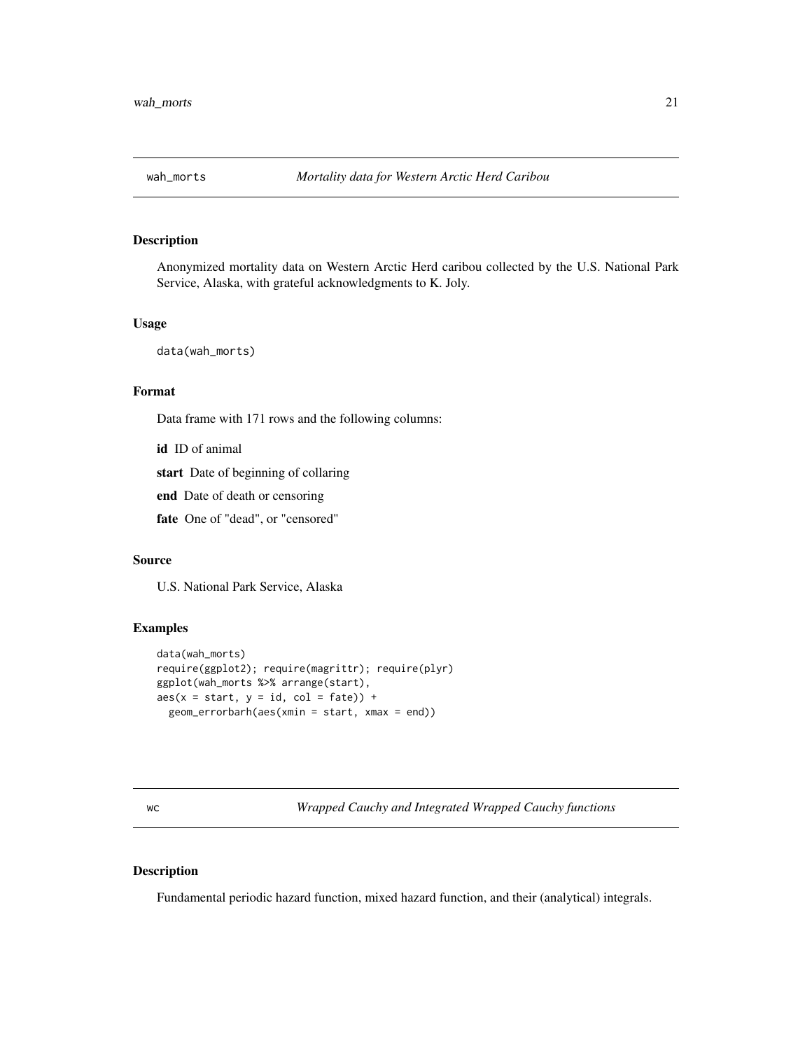## wah_morts *Mortality data for Western Arctic Herd Caribou*

### Description

Anonymized mortality data on Western Arctic Herd caribou collected by the U.S. National Park Service, Alaska, with grateful acknowledgments to K. Joly.

### Usage

```
data(wah_morts)
```

### Format

Data frame with 171 rows and the following columns:

**id** ID of animal

**start** Date of beginning of collaring

**end** Date of death or censoring

**fate** One of "dead", or "censored"

### Source

U.S. National Park Service, Alaska

### Examples

```
data(wah_morts)
require(ggplot2); require(magrittr); require(plyr)
ggplot(wah_morts %>% arrange(start),
aes(x = start, y = id, col = fate)) +
  geom_errorbarh(aes(xmin = start, xmax = end))
```

## wc *Wrapped Cauchy and Integrated Wrapped Cauchy functions*

### Description

Fundamental periodic hazard function, mixed hazard function, and their (analytical) integrals.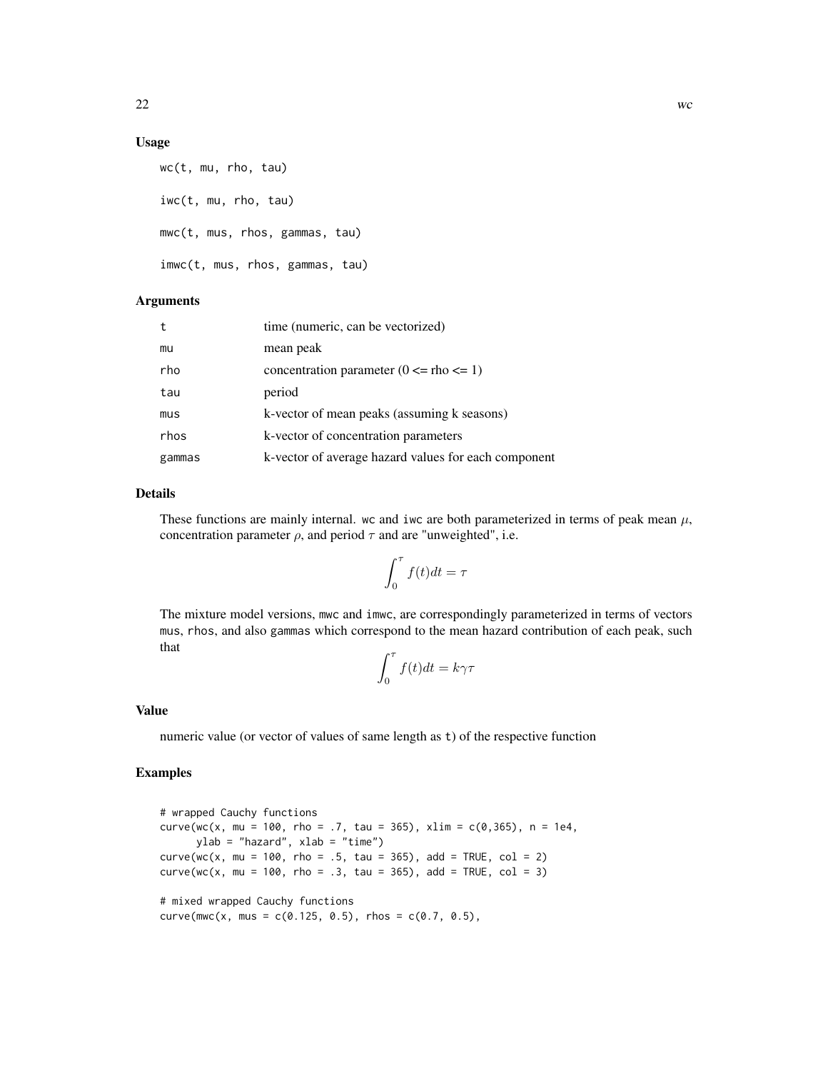### Usage

```
wc(t, mu, rho, tau)

iwc(t, mu, rho, tau)

mwc(t, mus, rhos, gammas, tau)

imwc(t, mus, rhos, gammas, tau)
```

### Arguments

| | |
|---|---|
| t | time (numeric, can be vectorized) |
| mu | mean peak |
| rho | concentration parameter (0 <= rho <= 1) |
| tau | period |
| mus | k-vector of mean peaks (assuming k seasons) |
| rhos | k-vector of concentration parameters |
| gammas | k-vector of average hazard values for each component |

### Details

These functions are mainly internal. `wc` and `iwc` are both parameterized in terms of peak mean $\mu$, concentration parameter $\rho$, and period $\tau$ and are "unweighted", i.e.

$$\int_0^\tau f(t)dt = \tau$$

The mixture model versions, `mwc` and `imwc`, are correspondingly parameterized in terms of vectors `mus`, `rhos`, and also `gammas` which correspond to the mean hazard contribution of each peak, such that

$$\int_0^\tau f(t)dt = k\gamma\tau$$

### Value

numeric value (or vector of values of same length as `t`) of the respective function

### Examples

```
# wrapped Cauchy functions
curve(wc(x, mu = 100, rho = .7, tau = 365), xlim = c(0,365), n = 1e4,
      ylab = "hazard", xlab = "time")
curve(wc(x, mu = 100, rho = .5, tau = 365), add = TRUE, col = 2)
curve(wc(x, mu = 100, rho = .3, tau = 365), add = TRUE, col = 3)

# mixed wrapped Cauchy functions
curve(mwc(x, mus = c(0.125, 0.5), rhos = c(0.7, 0.5),
```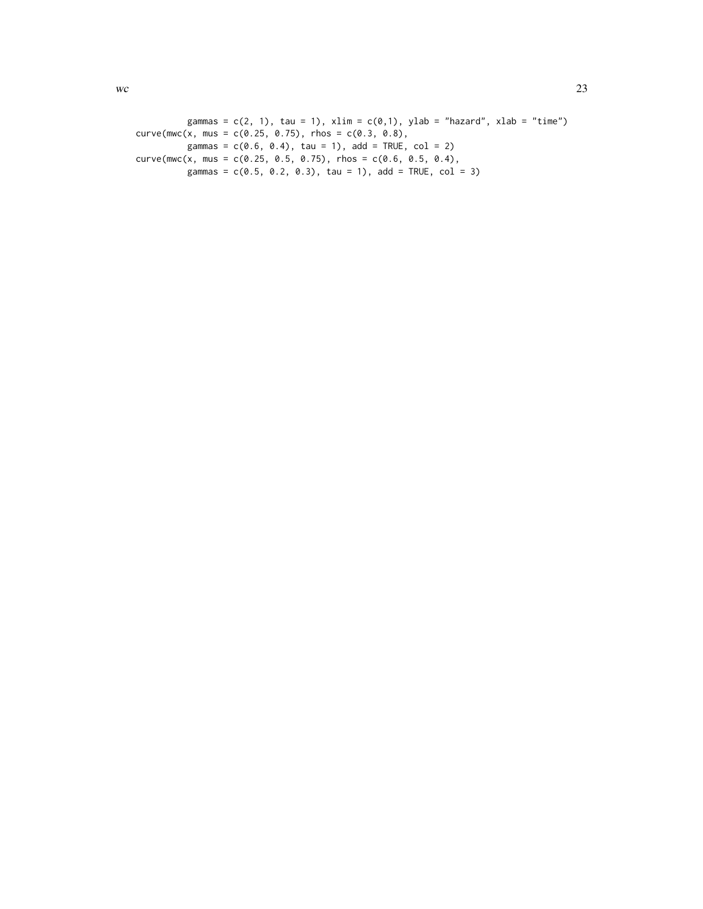```
          gammas = c(2, 1), tau = 1), xlim = c(0,1), ylab = "hazard", xlab = "time")
curve(mwc(x, mus = c(0.25, 0.75), rhos = c(0.3, 0.8),
          gammas = c(0.6, 0.4), tau = 1), add = TRUE, col = 2)
curve(mwc(x, mus = c(0.25, 0.5, 0.75), rhos = c(0.6, 0.5, 0.4),
          gammas = c(0.5, 0.2, 0.3), tau = 1), add = TRUE, col = 3)
```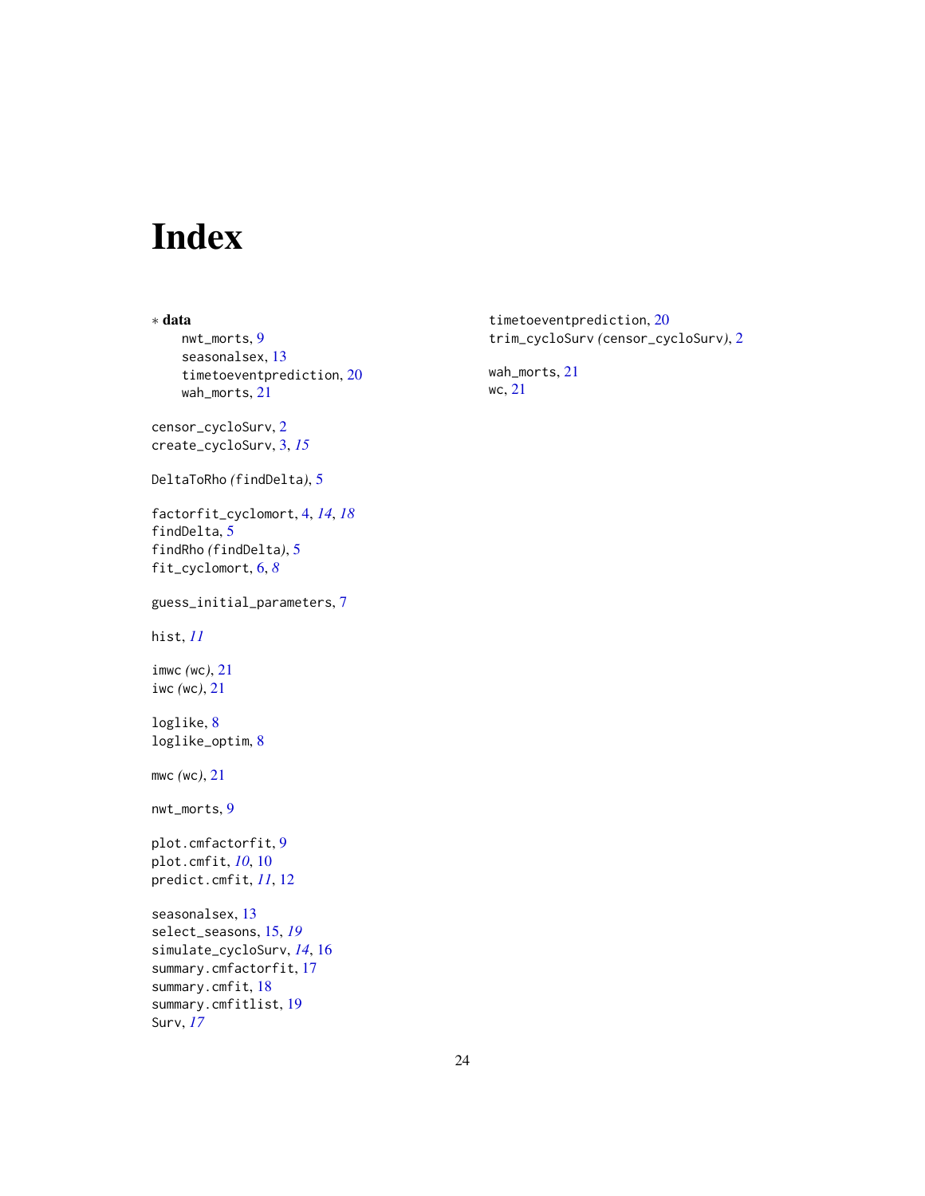# Index

∗ **data**

nwt_morts, 9
seasonalsex, 13
timetoeventprediction, 20
wah_morts, 21

censor_cycloSurv, 2
create_cycloSurv, 3, *15*

DeltaToRho *(*findDelta*)*, 5

factorfit_cyclomort, 4, *14*, *18*
findDelta, 5
findRho *(*findDelta*)*, 5
fit_cyclomort, 6, *8*

guess_initial_parameters, 7

hist, *11*

imwc *(*wc*)*, 21
iwc *(*wc*)*, 21

loglike, 8
loglike_optim, 8

mwc *(*wc*)*, 21

nwt_morts, 9

plot.cmfactorfit, 9
plot.cmfit, *10*, 10
predict.cmfit, *11*, 12

seasonalsex, 13
select_seasons, 15, *19*
simulate_cycloSurv, *14*, 16
summary.cmfactorfit, 17
summary.cmfit, 18
summary.cmfitlist, 19
Surv, *17*

timetoeventprediction, 20
trim_cycloSurv *(*censor_cycloSurv*)*, 2

wah_morts, 21
wc, 21